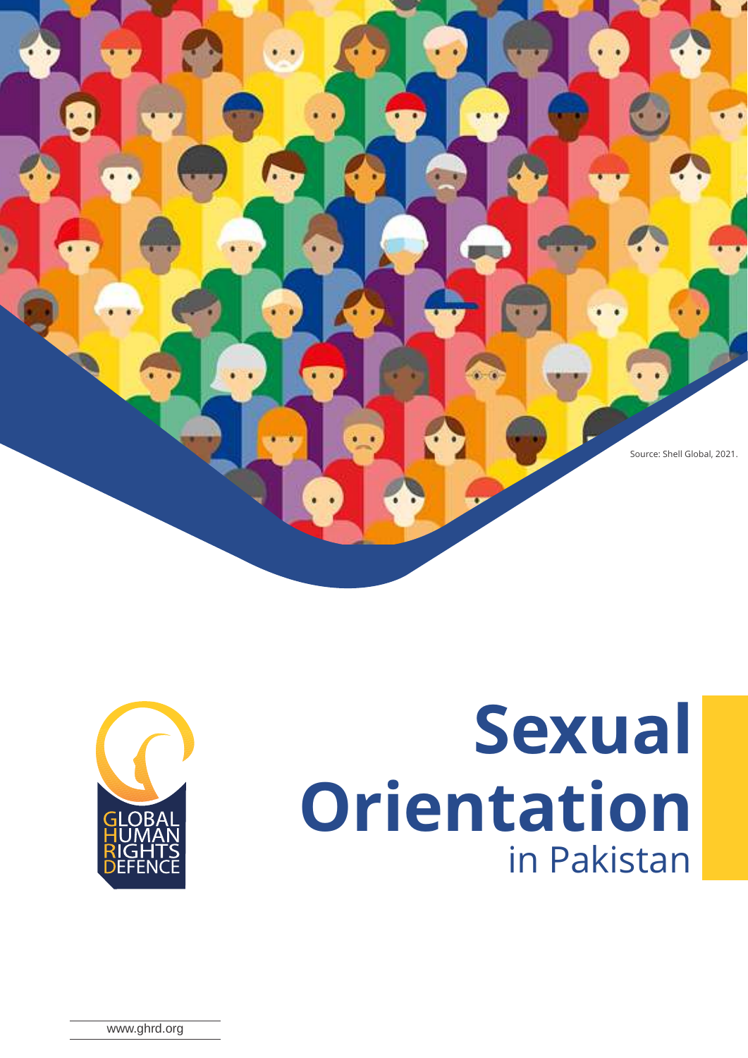Source: Shell Global, 2021.

GLOBAL HUMAN RIGHTS DEFENCE

# Sexual Orientation in Pakistan

www.ghrd.org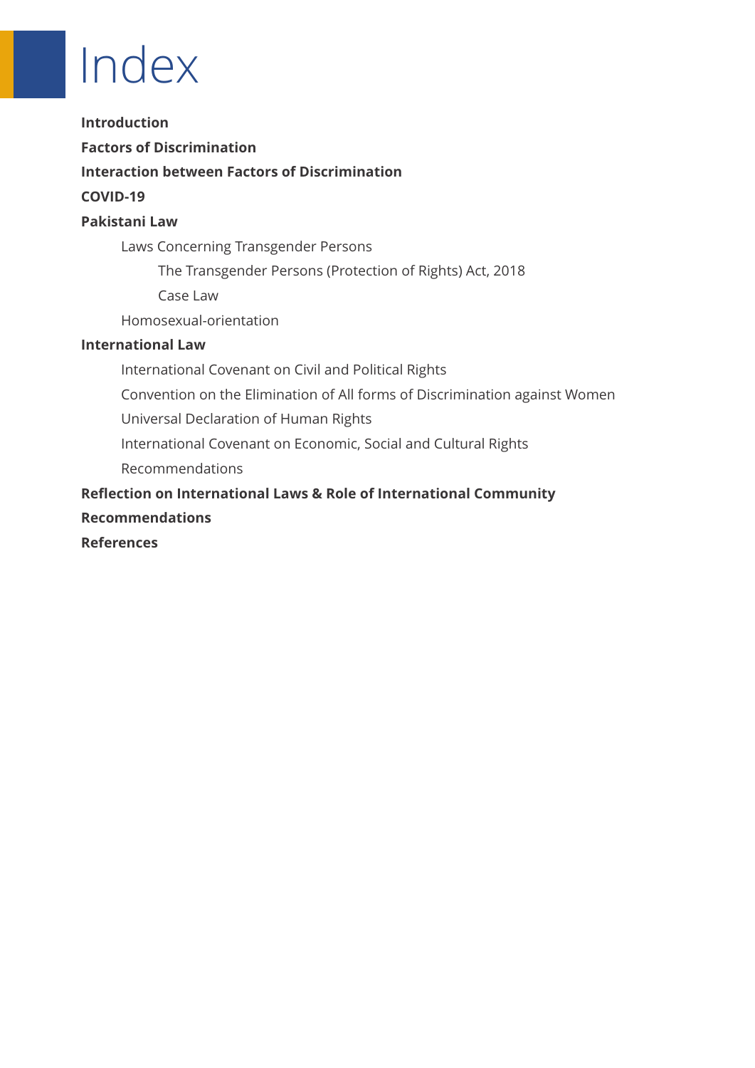# Index

**Introduction**

**Factors of Discrimination**

**Interaction between Factors of Discrimination**

**COVID-19**

**Pakistani Law**

- Laws Concerning Transgender Persons
  - The Transgender Persons (Protection of Rights) Act, 2018
  - Case Law
- Homosexual-orientation

**International Law**

- International Covenant on Civil and Political Rights
- Convention on the Elimination of All forms of Discrimination against Women
- Universal Declaration of Human Rights
- International Covenant on Economic, Social and Cultural Rights
- Recommendations

**Reflection on International Laws & Role of International Community**

**Recommendations**

**References**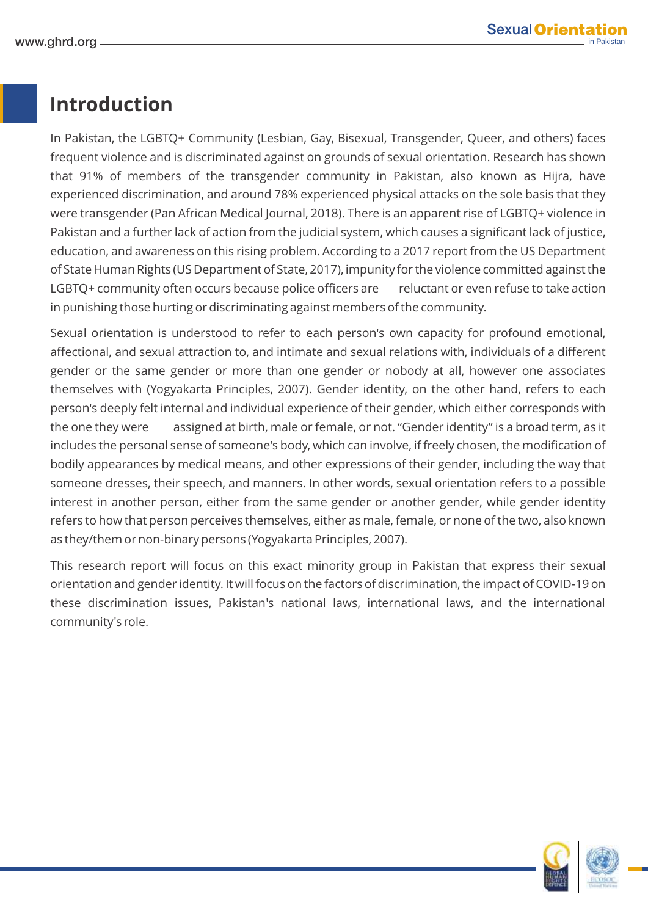# Introduction

In Pakistan, the LGBTQ+ Community (Lesbian, Gay, Bisexual, Transgender, Queer, and others) faces frequent violence and is discriminated against on grounds of sexual orientation. Research has shown that 91% of members of the transgender community in Pakistan, also known as Hijra, have experienced discrimination, and around 78% experienced physical attacks on the sole basis that they were transgender (Pan African Medical Journal, 2018). There is an apparent rise of LGBTQ+ violence in Pakistan and a further lack of action from the judicial system, which causes a significant lack of justice, education, and awareness on this rising problem. According to a 2017 report from the US Department of State Human Rights (US Department of State, 2017), impunity for the violence committed against the LGBTQ+ community often occurs because police officers are reluctant or even refuse to take action in punishing those hurting or discriminating against members of the community.

Sexual orientation is understood to refer to each person's own capacity for profound emotional, affectional, and sexual attraction to, and intimate and sexual relations with, individuals of a different gender or the same gender or more than one gender or nobody at all, however one associates themselves with (Yogyakarta Principles, 2007). Gender identity, on the other hand, refers to each person's deeply felt internal and individual experience of their gender, which either corresponds with the one they were assigned at birth, male or female, or not. "Gender identity" is a broad term, as it includes the personal sense of someone's body, which can involve, if freely chosen, the modification of bodily appearances by medical means, and other expressions of their gender, including the way that someone dresses, their speech, and manners. In other words, sexual orientation refers to a possible interest in another person, either from the same gender or another gender, while gender identity refers to how that person perceives themselves, either as male, female, or none of the two, also known as they/them or non-binary persons (Yogyakarta Principles, 2007).

This research report will focus on this exact minority group in Pakistan that express their sexual orientation and gender identity. It will focus on the factors of discrimination, the impact of COVID-19 on these discrimination issues, Pakistan's national laws, international laws, and the international community's role.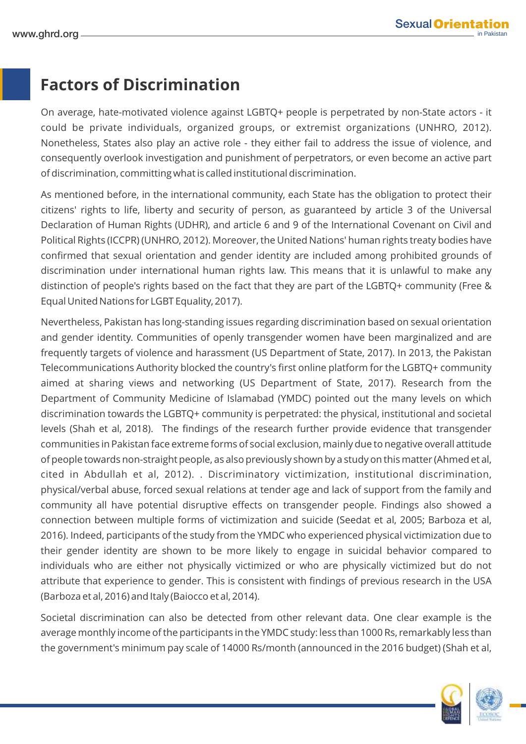## Factors of Discrimination

On average, hate-motivated violence against LGBTQ+ people is perpetrated by non-State actors - it could be private individuals, organized groups, or extremist organizations (UNHRO, 2012). Nonetheless, States also play an active role - they either fail to address the issue of violence, and consequently overlook investigation and punishment of perpetrators, or even become an active part of discrimination, committing what is called institutional discrimination.

As mentioned before, in the international community, each State has the obligation to protect their citizens' rights to life, liberty and security of person, as guaranteed by article 3 of the Universal Declaration of Human Rights (UDHR), and article 6 and 9 of the International Covenant on Civil and Political Rights (ICCPR) (UNHRO, 2012). Moreover, the United Nations' human rights treaty bodies have confirmed that sexual orientation and gender identity are included among prohibited grounds of discrimination under international human rights law. This means that it is unlawful to make any distinction of people's rights based on the fact that they are part of the LGBTQ+ community (Free & Equal United Nations for LGBT Equality, 2017).

Nevertheless, Pakistan has long-standing issues regarding discrimination based on sexual orientation and gender identity. Communities of openly transgender women have been marginalized and are frequently targets of violence and harassment (US Department of State, 2017). In 2013, the Pakistan Telecommunications Authority blocked the country's first online platform for the LGBTQ+ community aimed at sharing views and networking (US Department of State, 2017). Research from the Department of Community Medicine of Islamabad (YMDC) pointed out the many levels on which discrimination towards the LGBTQ+ community is perpetrated: the physical, institutional and societal levels (Shah et al, 2018). The findings of the research further provide evidence that transgender communities in Pakistan face extreme forms of social exclusion, mainly due to negative overall attitude of people towards non-straight people, as also previously shown by a study on this matter (Ahmed et al, cited in Abdullah et al, 2012). . Discriminatory victimization, institutional discrimination, physical/verbal abuse, forced sexual relations at tender age and lack of support from the family and community all have potential disruptive effects on transgender people. Findings also showed a connection between multiple forms of victimization and suicide (Seedat et al, 2005; Barboza et al, 2016). Indeed, participants of the study from the YMDC who experienced physical victimization due to their gender identity are shown to be more likely to engage in suicidal behavior compared to individuals who are either not physically victimized or who are physically victimized but do not attribute that experience to gender. This is consistent with findings of previous research in the USA (Barboza et al, 2016) and Italy (Baiocco et al, 2014).

Societal discrimination can also be detected from other relevant data. One clear example is the average monthly income of the participants in the YMDC study: less than 1000 Rs, remarkably less than the government's minimum pay scale of 14000 Rs/month (announced in the 2016 budget) (Shah et al,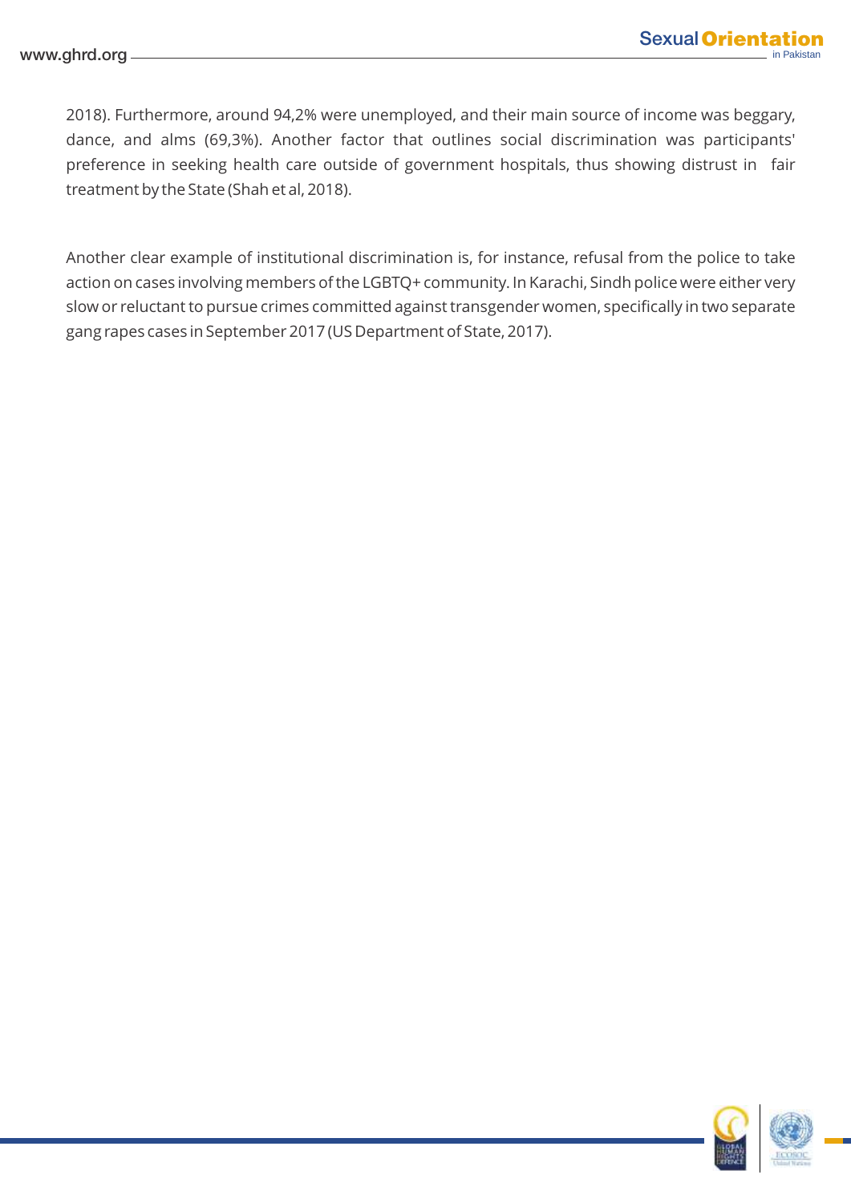2018). Furthermore, around 94,2% were unemployed, and their main source of income was beggary, dance, and alms (69,3%). Another factor that outlines social discrimination was participants' preference in seeking health care outside of government hospitals, thus showing distrust in fair treatment by the State (Shah et al, 2018).

Another clear example of institutional discrimination is, for instance, refusal from the police to take action on cases involving members of the LGBTQ+ community. In Karachi, Sindh police were either very slow or reluctant to pursue crimes committed against transgender women, specifically in two separate gang rapes cases in September 2017 (US Department of State, 2017).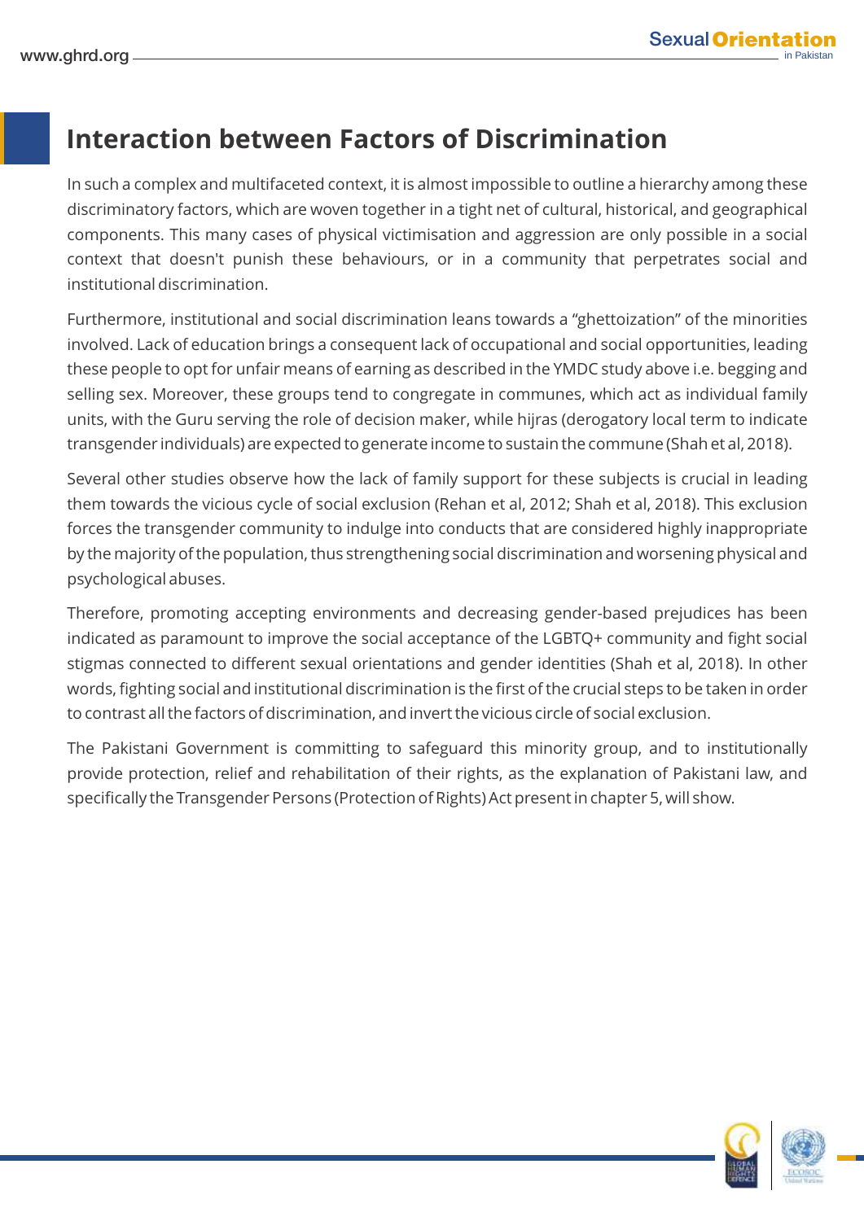## Interaction between Factors of Discrimination

In such a complex and multifaceted context, it is almost impossible to outline a hierarchy among these discriminatory factors, which are woven together in a tight net of cultural, historical, and geographical components. This many cases of physical victimisation and aggression are only possible in a social context that doesn't punish these behaviours, or in a community that perpetrates social and institutional discrimination.

Furthermore, institutional and social discrimination leans towards a "ghettoization" of the minorities involved. Lack of education brings a consequent lack of occupational and social opportunities, leading these people to opt for unfair means of earning as described in the YMDC study above i.e. begging and selling sex. Moreover, these groups tend to congregate in communes, which act as individual family units, with the Guru serving the role of decision maker, while hijras (derogatory local term to indicate transgender individuals) are expected to generate income to sustain the commune (Shah et al, 2018).

Several other studies observe how the lack of family support for these subjects is crucial in leading them towards the vicious cycle of social exclusion (Rehan et al, 2012; Shah et al, 2018). This exclusion forces the transgender community to indulge into conducts that are considered highly inappropriate by the majority of the population, thus strengthening social discrimination and worsening physical and psychological abuses.

Therefore, promoting accepting environments and decreasing gender-based prejudices has been indicated as paramount to improve the social acceptance of the LGBTQ+ community and fight social stigmas connected to different sexual orientations and gender identities (Shah et al, 2018). In other words, fighting social and institutional discrimination is the first of the crucial steps to be taken in order to contrast all the factors of discrimination, and invert the vicious circle of social exclusion.

The Pakistani Government is committing to safeguard this minority group, and to institutionally provide protection, relief and rehabilitation of their rights, as the explanation of Pakistani law, and specifically the Transgender Persons (Protection of Rights) Act present in chapter 5, will show.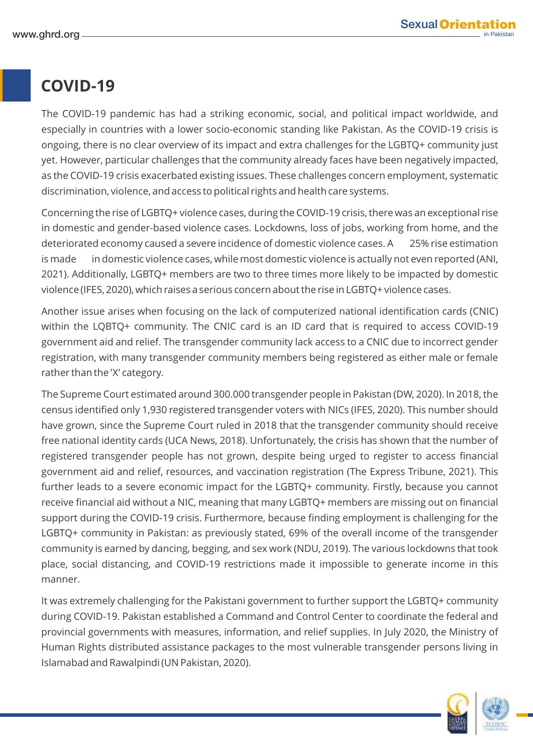# COVID-19

The COVID-19 pandemic has had a striking economic, social, and political impact worldwide, and especially in countries with a lower socio-economic standing like Pakistan. As the COVID-19 crisis is ongoing, there is no clear overview of its impact and extra challenges for the LGBTQ+ community just yet. However, particular challenges that the community already faces have been negatively impacted, as the COVID-19 crisis exacerbated existing issues. These challenges concern employment, systematic discrimination, violence, and access to political rights and health care systems.

Concerning the rise of LGBTQ+ violence cases, during the COVID-19 crisis, there was an exceptional rise in domestic and gender-based violence cases. Lockdowns, loss of jobs, working from home, and the deteriorated economy caused a severe incidence of domestic violence cases. A 25% rise estimation is made in domestic violence cases, while most domestic violence is actually not even reported (ANI, 2021). Additionally, LGBTQ+ members are two to three times more likely to be impacted by domestic violence (IFES, 2020), which raises a serious concern about the rise in LGBTQ+ violence cases.

Another issue arises when focusing on the lack of computerized national identification cards (CNIC) within the LQBTQ+ community. The CNIC card is an ID card that is required to access COVID-19 government aid and relief. The transgender community lack access to a CNIC due to incorrect gender registration, with many transgender community members being registered as either male or female rather than the 'X' category.

The Supreme Court estimated around 300.000 transgender people in Pakistan (DW, 2020). In 2018, the census identified only 1,930 registered transgender voters with NICs (IFES, 2020). This number should have grown, since the Supreme Court ruled in 2018 that the transgender community should receive free national identity cards (UCA News, 2018). Unfortunately, the crisis has shown that the number of registered transgender people has not grown, despite being urged to register to access financial government aid and relief, resources, and vaccination registration (The Express Tribune, 2021). This further leads to a severe economic impact for the LGBTQ+ community. Firstly, because you cannot receive financial aid without a NIC, meaning that many LGBTQ+ members are missing out on financial support during the COVID-19 crisis. Furthermore, because finding employment is challenging for the LGBTQ+ community in Pakistan: as previously stated, 69% of the overall income of the transgender community is earned by dancing, begging, and sex work (NDU, 2019). The various lockdowns that took place, social distancing, and COVID-19 restrictions made it impossible to generate income in this manner.

It was extremely challenging for the Pakistani government to further support the LGBTQ+ community during COVID-19. Pakistan established a Command and Control Center to coordinate the federal and provincial governments with measures, information, and relief supplies. In July 2020, the Ministry of Human Rights distributed assistance packages to the most vulnerable transgender persons living in Islamabad and Rawalpindi (UN Pakistan, 2020).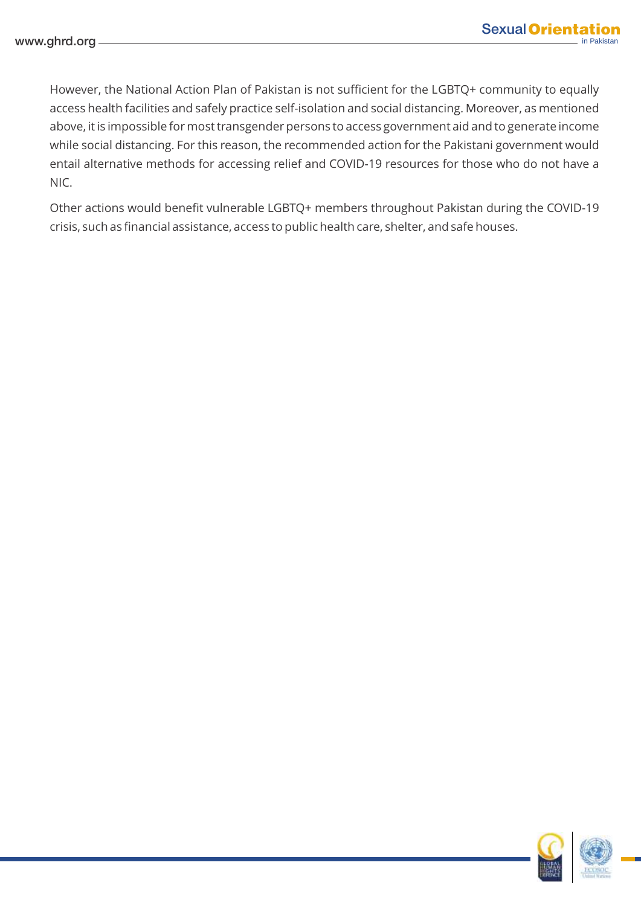However, the National Action Plan of Pakistan is not sufficient for the LGBTQ+ community to equally access health facilities and safely practice self-isolation and social distancing. Moreover, as mentioned above, it is impossible for most transgender persons to access government aid and to generate income while social distancing. For this reason, the recommended action for the Pakistani government would entail alternative methods for accessing relief and COVID-19 resources for those who do not have a NIC.

Other actions would benefit vulnerable LGBTQ+ members throughout Pakistan during the COVID-19 crisis, such as financial assistance, access to public health care, shelter, and safe houses.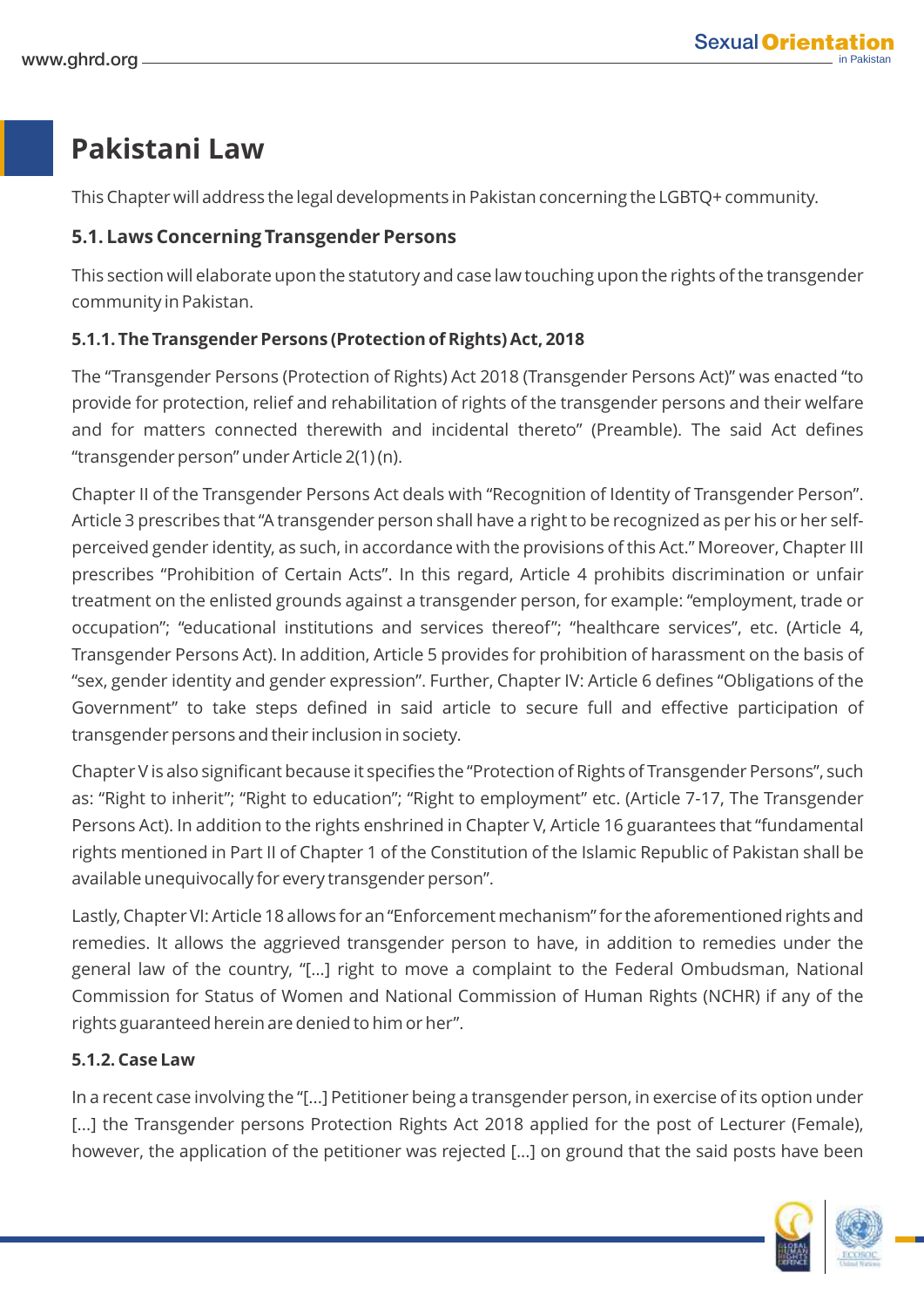# Pakistani Law

This Chapter will address the legal developments in Pakistan concerning the LGBTQ+ community.

## 5.1. Laws Concerning Transgender Persons

This section will elaborate upon the statutory and case law touching upon the rights of the transgender community in Pakistan.

### 5.1.1. The Transgender Persons (Protection of Rights) Act, 2018

The "Transgender Persons (Protection of Rights) Act 2018 (Transgender Persons Act)" was enacted "to provide for protection, relief and rehabilitation of rights of the transgender persons and their welfare and for matters connected therewith and incidental thereto" (Preamble). The said Act defines "transgender person" under Article 2(1) (n).

Chapter II of the Transgender Persons Act deals with "Recognition of Identity of Transgender Person". Article 3 prescribes that "A transgender person shall have a right to be recognized as per his or her self-perceived gender identity, as such, in accordance with the provisions of this Act." Moreover, Chapter III prescribes "Prohibition of Certain Acts". In this regard, Article 4 prohibits discrimination or unfair treatment on the enlisted grounds against a transgender person, for example: "employment, trade or occupation"; "educational institutions and services thereof"; "healthcare services", etc. (Article 4, Transgender Persons Act). In addition, Article 5 provides for prohibition of harassment on the basis of "sex, gender identity and gender expression". Further, Chapter IV: Article 6 defines "Obligations of the Government" to take steps defined in said article to secure full and effective participation of transgender persons and their inclusion in society.

Chapter V is also significant because it specifies the "Protection of Rights of Transgender Persons", such as: "Right to inherit"; "Right to education"; "Right to employment" etc. (Article 7-17, The Transgender Persons Act). In addition to the rights enshrined in Chapter V, Article 16 guarantees that "fundamental rights mentioned in Part II of Chapter 1 of the Constitution of the Islamic Republic of Pakistan shall be available unequivocally for every transgender person".

Lastly, Chapter VI: Article 18 allows for an "Enforcement mechanism" for the aforementioned rights and remedies. It allows the aggrieved transgender person to have, in addition to remedies under the general law of the country, "[...] right to move a complaint to the Federal Ombudsman, National Commission for Status of Women and National Commission of Human Rights (NCHR) if any of the rights guaranteed herein are denied to him or her".

### 5.1.2. Case Law

In a recent case involving the "[...] Petitioner being a transgender person, in exercise of its option under [...] the Transgender persons Protection Rights Act 2018 applied for the post of Lecturer (Female), however, the application of the petitioner was rejected [...] on ground that the said posts have been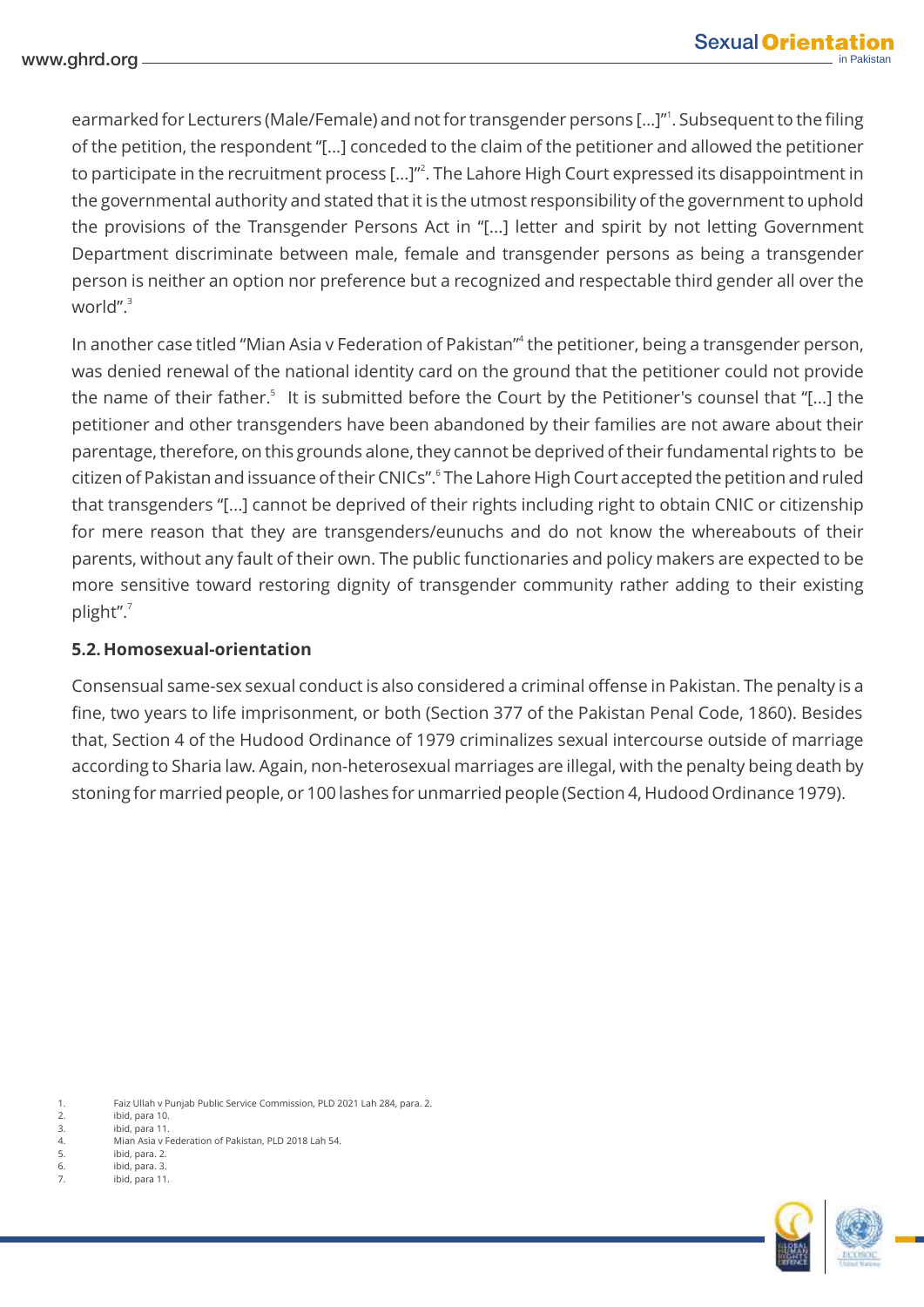earmarked for Lecturers (Male/Female) and not for transgender persons [...]"[1]. Subsequent to the filing of the petition, the respondent "[...] conceded to the claim of the petitioner and allowed the petitioner to participate in the recruitment process [...]"[2]. The Lahore High Court expressed its disappointment in the governmental authority and stated that it is the utmost responsibility of the government to uphold the provisions of the Transgender Persons Act in "[...] letter and spirit by not letting Government Department discriminate between male, female and transgender persons as being a transgender person is neither an option nor preference but a recognized and respectable third gender all over the world".[3]

In another case titled "Mian Asia v Federation of Pakistan"[4] the petitioner, being a transgender person, was denied renewal of the national identity card on the ground that the petitioner could not provide the name of their father.[5] It is submitted before the Court by the Petitioner's counsel that "[...] the petitioner and other transgenders have been abandoned by their families are not aware about their parentage, therefore, on this grounds alone, they cannot be deprived of their fundamental rights to be citizen of Pakistan and issuance of their CNICs".[6] The Lahore High Court accepted the petition and ruled that transgenders "[...] cannot be deprived of their rights including right to obtain CNIC or citizenship for mere reason that they are transgenders/eunuchs and do not know the whereabouts of their parents, without any fault of their own. The public functionaries and policy makers are expected to be more sensitive toward restoring dignity of transgender community rather adding to their existing plight".[7]

### 5.2. Homosexual-orientation

Consensual same-sex sexual conduct is also considered a criminal offense in Pakistan. The penalty is a fine, two years to life imprisonment, or both (Section 377 of the Pakistan Penal Code, 1860). Besides that, Section 4 of the Hudood Ordinance of 1979 criminalizes sexual intercourse outside of marriage according to Sharia law. Again, non-heterosexual marriages are illegal, with the penalty being death by stoning for married people, or 100 lashes for unmarried people (Section 4, Hudood Ordinance 1979).

1. Faiz Ullah v Punjab Public Service Commission, PLD 2021 Lah 284, para. 2.
2. ibid, para 10.
3. ibid, para 11.
4. Mian Asia v Federation of Pakistan, PLD 2018 Lah 54.
5. ibid, para. 2.
6. ibid, para. 3.
7. ibid, para 11.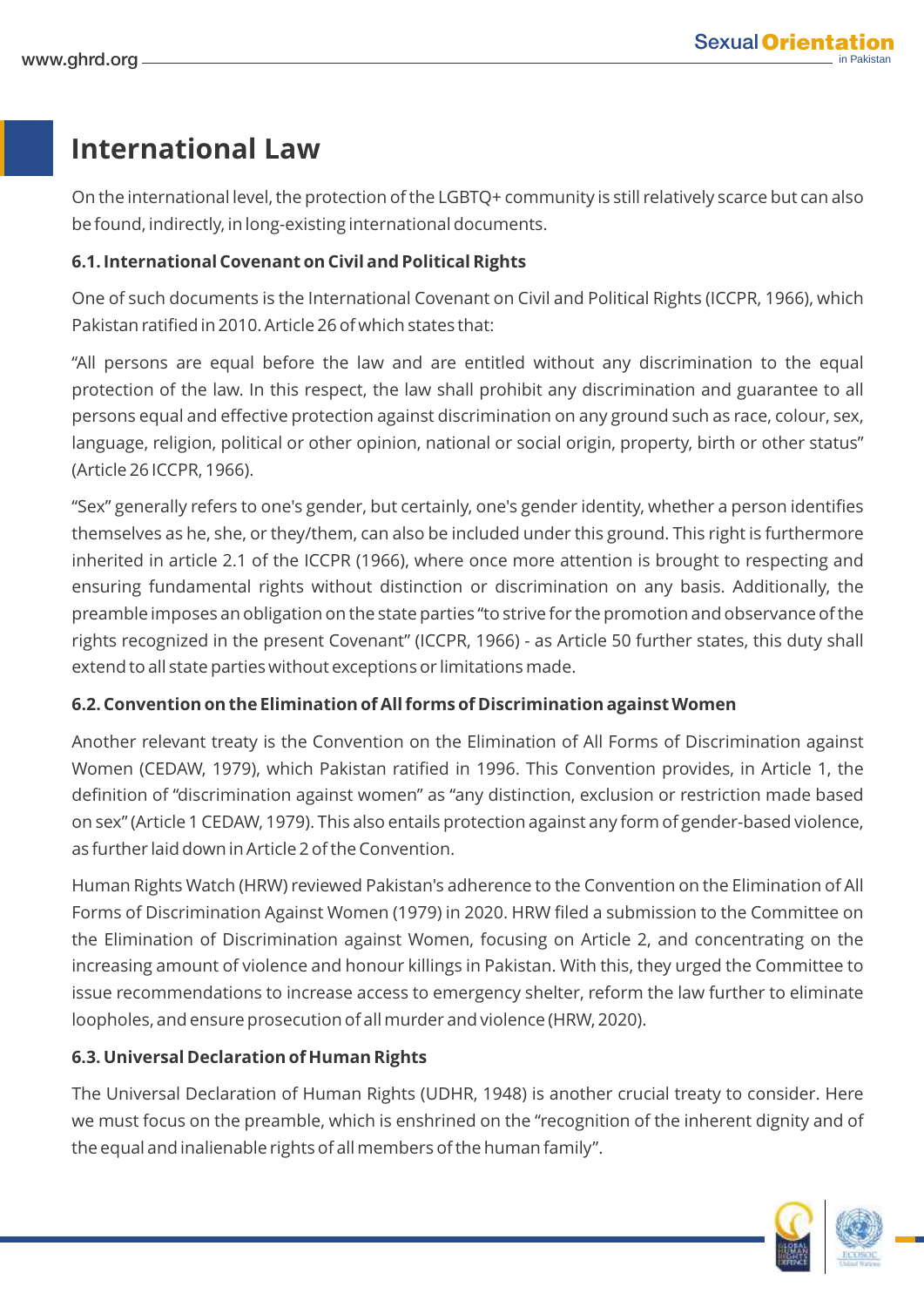# International Law

On the international level, the protection of the LGBTQ+ community is still relatively scarce but can also be found, indirectly, in long-existing international documents.

### 6.1. International Covenant on Civil and Political Rights

One of such documents is the International Covenant on Civil and Political Rights (ICCPR, 1966), which Pakistan ratified in 2010. Article 26 of which states that:

"All persons are equal before the law and are entitled without any discrimination to the equal protection of the law. In this respect, the law shall prohibit any discrimination and guarantee to all persons equal and effective protection against discrimination on any ground such as race, colour, sex, language, religion, political or other opinion, national or social origin, property, birth or other status" (Article 26 ICCPR, 1966).

"Sex" generally refers to one's gender, but certainly, one's gender identity, whether a person identifies themselves as he, she, or they/them, can also be included under this ground. This right is furthermore inherited in article 2.1 of the ICCPR (1966), where once more attention is brought to respecting and ensuring fundamental rights without distinction or discrimination on any basis. Additionally, the preamble imposes an obligation on the state parties "to strive for the promotion and observance of the rights recognized in the present Covenant" (ICCPR, 1966) - as Article 50 further states, this duty shall extend to all state parties without exceptions or limitations made.

### 6.2. Convention on the Elimination of All forms of Discrimination against Women

Another relevant treaty is the Convention on the Elimination of All Forms of Discrimination against Women (CEDAW, 1979), which Pakistan ratified in 1996. This Convention provides, in Article 1, the definition of "discrimination against women" as "any distinction, exclusion or restriction made based on sex" (Article 1 CEDAW, 1979). This also entails protection against any form of gender-based violence, as further laid down in Article 2 of the Convention.

Human Rights Watch (HRW) reviewed Pakistan's adherence to the Convention on the Elimination of All Forms of Discrimination Against Women (1979) in 2020. HRW filed a submission to the Committee on the Elimination of Discrimination against Women, focusing on Article 2, and concentrating on the increasing amount of violence and honour killings in Pakistan. With this, they urged the Committee to issue recommendations to increase access to emergency shelter, reform the law further to eliminate loopholes, and ensure prosecution of all murder and violence (HRW, 2020).

### 6.3. Universal Declaration of Human Rights

The Universal Declaration of Human Rights (UDHR, 1948) is another crucial treaty to consider. Here we must focus on the preamble, which is enshrined on the "recognition of the inherent dignity and of the equal and inalienable rights of all members of the human family".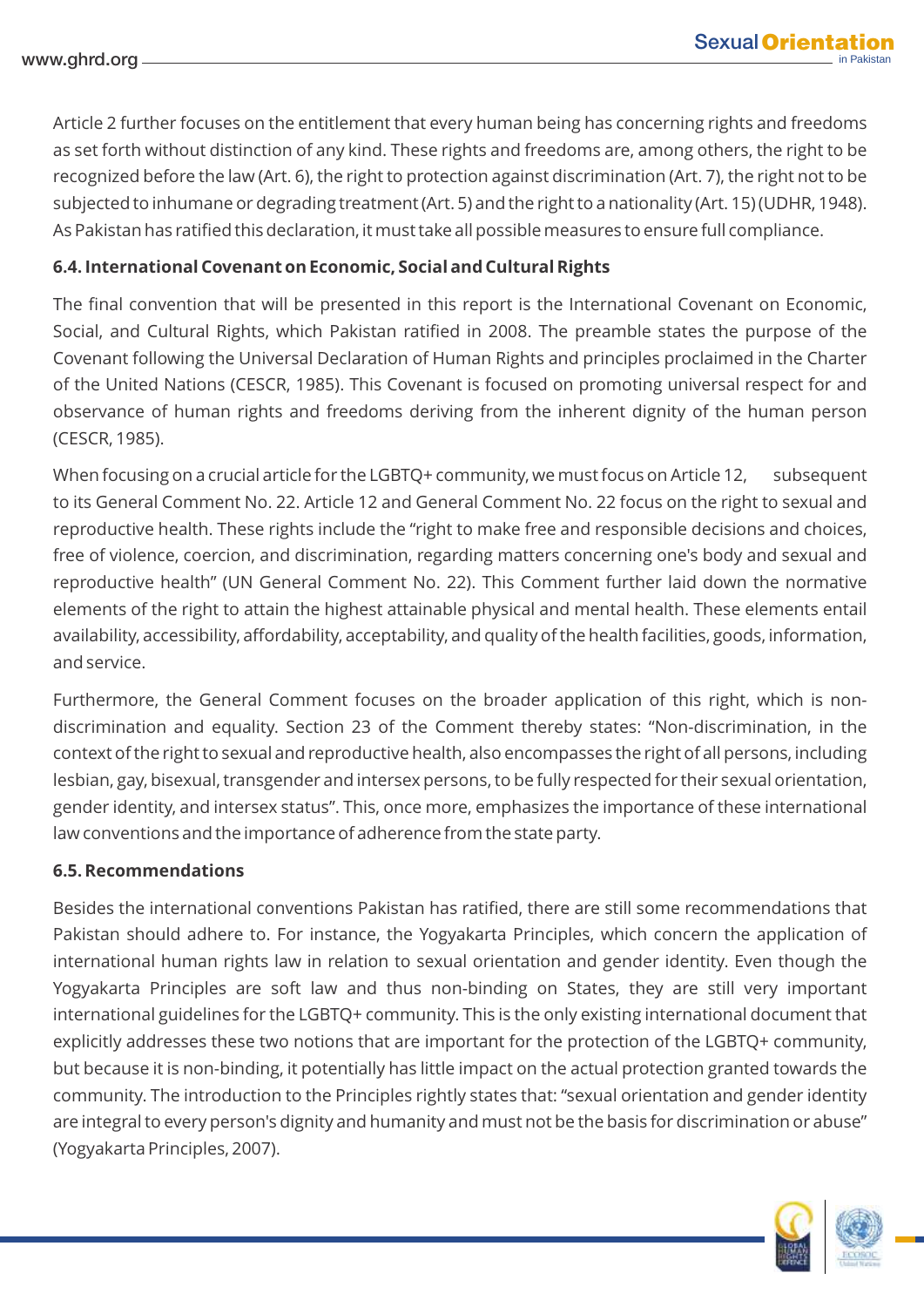Article 2 further focuses on the entitlement that every human being has concerning rights and freedoms as set forth without distinction of any kind. These rights and freedoms are, among others, the right to be recognized before the law (Art. 6), the right to protection against discrimination (Art. 7), the right not to be subjected to inhumane or degrading treatment (Art. 5) and the right to a nationality (Art. 15) (UDHR, 1948). As Pakistan has ratified this declaration, it must take all possible measures to ensure full compliance.

### 6.4. International Covenant on Economic, Social and Cultural Rights

The final convention that will be presented in this report is the International Covenant on Economic, Social, and Cultural Rights, which Pakistan ratified in 2008. The preamble states the purpose of the Covenant following the Universal Declaration of Human Rights and principles proclaimed in the Charter of the United Nations (CESCR, 1985). This Covenant is focused on promoting universal respect for and observance of human rights and freedoms deriving from the inherent dignity of the human person (CESCR, 1985).

When focusing on a crucial article for the LGBTQ+ community, we must focus on Article 12, subsequent to its General Comment No. 22. Article 12 and General Comment No. 22 focus on the right to sexual and reproductive health. These rights include the "right to make free and responsible decisions and choices, free of violence, coercion, and discrimination, regarding matters concerning one's body and sexual and reproductive health" (UN General Comment No. 22). This Comment further laid down the normative elements of the right to attain the highest attainable physical and mental health. These elements entail availability, accessibility, affordability, acceptability, and quality of the health facilities, goods, information, and service.

Furthermore, the General Comment focuses on the broader application of this right, which is non-discrimination and equality. Section 23 of the Comment thereby states: "Non-discrimination, in the context of the right to sexual and reproductive health, also encompasses the right of all persons, including lesbian, gay, bisexual, transgender and intersex persons, to be fully respected for their sexual orientation, gender identity, and intersex status". This, once more, emphasizes the importance of these international law conventions and the importance of adherence from the state party.

### 6.5. Recommendations

Besides the international conventions Pakistan has ratified, there are still some recommendations that Pakistan should adhere to. For instance, the Yogyakarta Principles, which concern the application of international human rights law in relation to sexual orientation and gender identity. Even though the Yogyakarta Principles are soft law and thus non-binding on States, they are still very important international guidelines for the LGBTQ+ community. This is the only existing international document that explicitly addresses these two notions that are important for the protection of the LGBTQ+ community, but because it is non-binding, it potentially has little impact on the actual protection granted towards the community. The introduction to the Principles rightly states that: "sexual orientation and gender identity are integral to every person's dignity and humanity and must not be the basis for discrimination or abuse" (Yogyakarta Principles, 2007).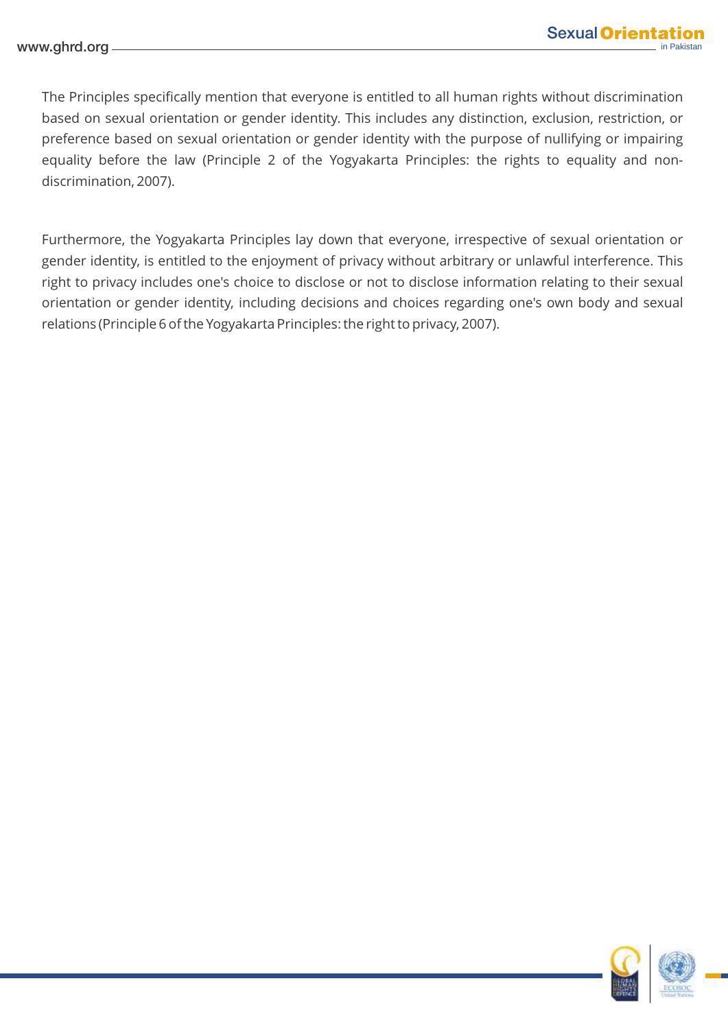The Principles specifically mention that everyone is entitled to all human rights without discrimination based on sexual orientation or gender identity. This includes any distinction, exclusion, restriction, or preference based on sexual orientation or gender identity with the purpose of nullifying or impairing equality before the law (Principle 2 of the Yogyakarta Principles: the rights to equality and non-discrimination, 2007).

Furthermore, the Yogyakarta Principles lay down that everyone, irrespective of sexual orientation or gender identity, is entitled to the enjoyment of privacy without arbitrary or unlawful interference. This right to privacy includes one's choice to disclose or not to disclose information relating to their sexual orientation or gender identity, including decisions and choices regarding one's own body and sexual relations (Principle 6 of the Yogyakarta Principles: the right to privacy, 2007).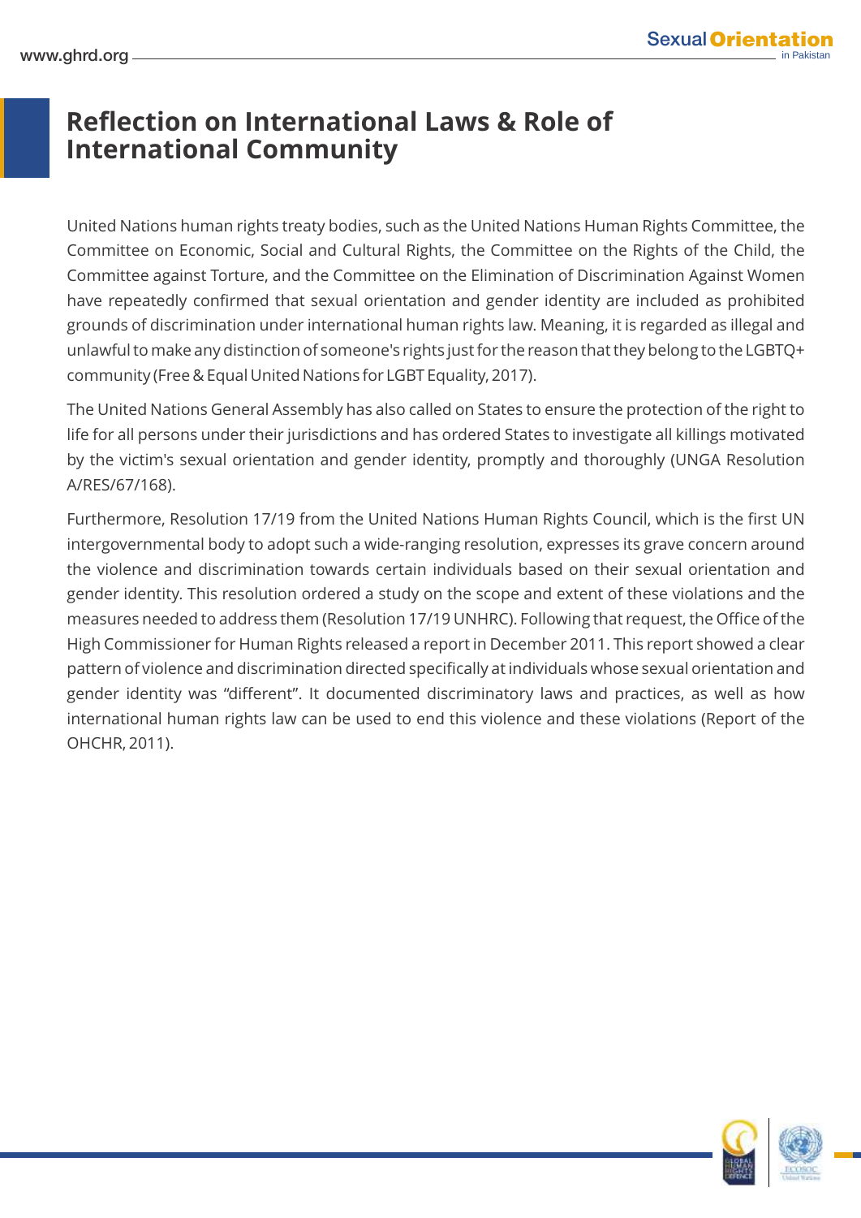## Reflection on International Laws & Role of International Community

United Nations human rights treaty bodies, such as the United Nations Human Rights Committee, the Committee on Economic, Social and Cultural Rights, the Committee on the Rights of the Child, the Committee against Torture, and the Committee on the Elimination of Discrimination Against Women have repeatedly confirmed that sexual orientation and gender identity are included as prohibited grounds of discrimination under international human rights law. Meaning, it is regarded as illegal and unlawful to make any distinction of someone's rights just for the reason that they belong to the LGBTQ+ community (Free & Equal United Nations for LGBT Equality, 2017).

The United Nations General Assembly has also called on States to ensure the protection of the right to life for all persons under their jurisdictions and has ordered States to investigate all killings motivated by the victim's sexual orientation and gender identity, promptly and thoroughly (UNGA Resolution A/RES/67/168).

Furthermore, Resolution 17/19 from the United Nations Human Rights Council, which is the first UN intergovernmental body to adopt such a wide-ranging resolution, expresses its grave concern around the violence and discrimination towards certain individuals based on their sexual orientation and gender identity. This resolution ordered a study on the scope and extent of these violations and the measures needed to address them (Resolution 17/19 UNHRC). Following that request, the Office of the High Commissioner for Human Rights released a report in December 2011. This report showed a clear pattern of violence and discrimination directed specifically at individuals whose sexual orientation and gender identity was “different”. It documented discriminatory laws and practices, as well as how international human rights law can be used to end this violence and these violations (Report of the OHCHR, 2011).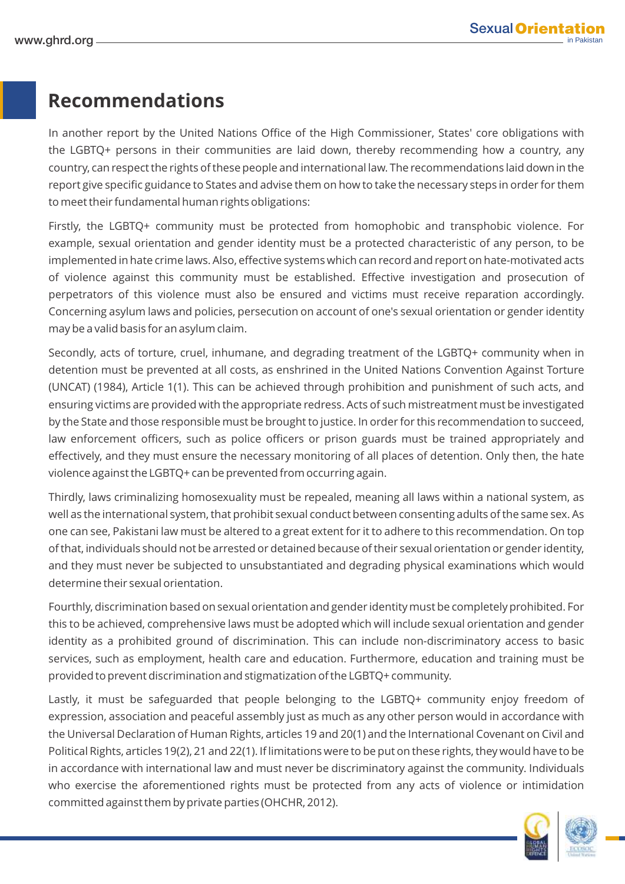# Recommendations

In another report by the United Nations Office of the High Commissioner, States' core obligations with the LGBTQ+ persons in their communities are laid down, thereby recommending how a country, any country, can respect the rights of these people and international law. The recommendations laid down in the report give specific guidance to States and advise them on how to take the necessary steps in order for them to meet their fundamental human rights obligations:

Firstly, the LGBTQ+ community must be protected from homophobic and transphobic violence. For example, sexual orientation and gender identity must be a protected characteristic of any person, to be implemented in hate crime laws. Also, effective systems which can record and report on hate-motivated acts of violence against this community must be established. Effective investigation and prosecution of perpetrators of this violence must also be ensured and victims must receive reparation accordingly. Concerning asylum laws and policies, persecution on account of one's sexual orientation or gender identity may be a valid basis for an asylum claim.

Secondly, acts of torture, cruel, inhumane, and degrading treatment of the LGBTQ+ community when in detention must be prevented at all costs, as enshrined in the United Nations Convention Against Torture (UNCAT) (1984), Article 1(1). This can be achieved through prohibition and punishment of such acts, and ensuring victims are provided with the appropriate redress. Acts of such mistreatment must be investigated by the State and those responsible must be brought to justice. In order for this recommendation to succeed, law enforcement officers, such as police officers or prison guards must be trained appropriately and effectively, and they must ensure the necessary monitoring of all places of detention. Only then, the hate violence against the LGBTQ+ can be prevented from occurring again.

Thirdly, laws criminalizing homosexuality must be repealed, meaning all laws within a national system, as well as the international system, that prohibit sexual conduct between consenting adults of the same sex. As one can see, Pakistani law must be altered to a great extent for it to adhere to this recommendation. On top of that, individuals should not be arrested or detained because of their sexual orientation or gender identity, and they must never be subjected to unsubstantiated and degrading physical examinations which would determine their sexual orientation.

Fourthly, discrimination based on sexual orientation and gender identity must be completely prohibited. For this to be achieved, comprehensive laws must be adopted which will include sexual orientation and gender identity as a prohibited ground of discrimination. This can include non-discriminatory access to basic services, such as employment, health care and education. Furthermore, education and training must be provided to prevent discrimination and stigmatization of the LGBTQ+ community.

Lastly, it must be safeguarded that people belonging to the LGBTQ+ community enjoy freedom of expression, association and peaceful assembly just as much as any other person would in accordance with the Universal Declaration of Human Rights, articles 19 and 20(1) and the International Covenant on Civil and Political Rights, articles 19(2), 21 and 22(1). If limitations were to be put on these rights, they would have to be in accordance with international law and must never be discriminatory against the community. Individuals who exercise the aforementioned rights must be protected from any acts of violence or intimidation committed against them by private parties (OHCHR, 2012).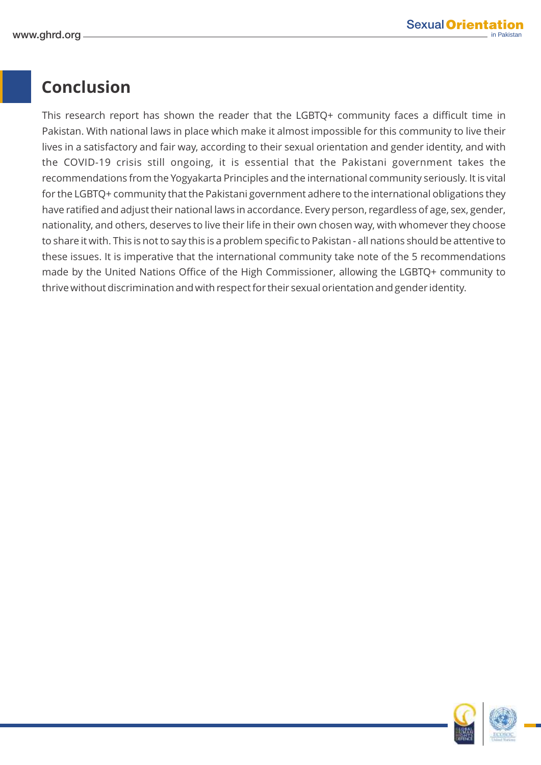## Conclusion

This research report has shown the reader that the LGBTQ+ community faces a difficult time in Pakistan. With national laws in place which make it almost impossible for this community to live their lives in a satisfactory and fair way, according to their sexual orientation and gender identity, and with the COVID-19 crisis still ongoing, it is essential that the Pakistani government takes the recommendations from the Yogyakarta Principles and the international community seriously. It is vital for the LGBTQ+ community that the Pakistani government adhere to the international obligations they have ratified and adjust their national laws in accordance. Every person, regardless of age, sex, gender, nationality, and others, deserves to live their life in their own chosen way, with whomever they choose to share it with. This is not to say this is a problem specific to Pakistan - all nations should be attentive to these issues. It is imperative that the international community take note of the 5 recommendations made by the United Nations Office of the High Commissioner, allowing the LGBTQ+ community to thrive without discrimination and with respect for their sexual orientation and gender identity.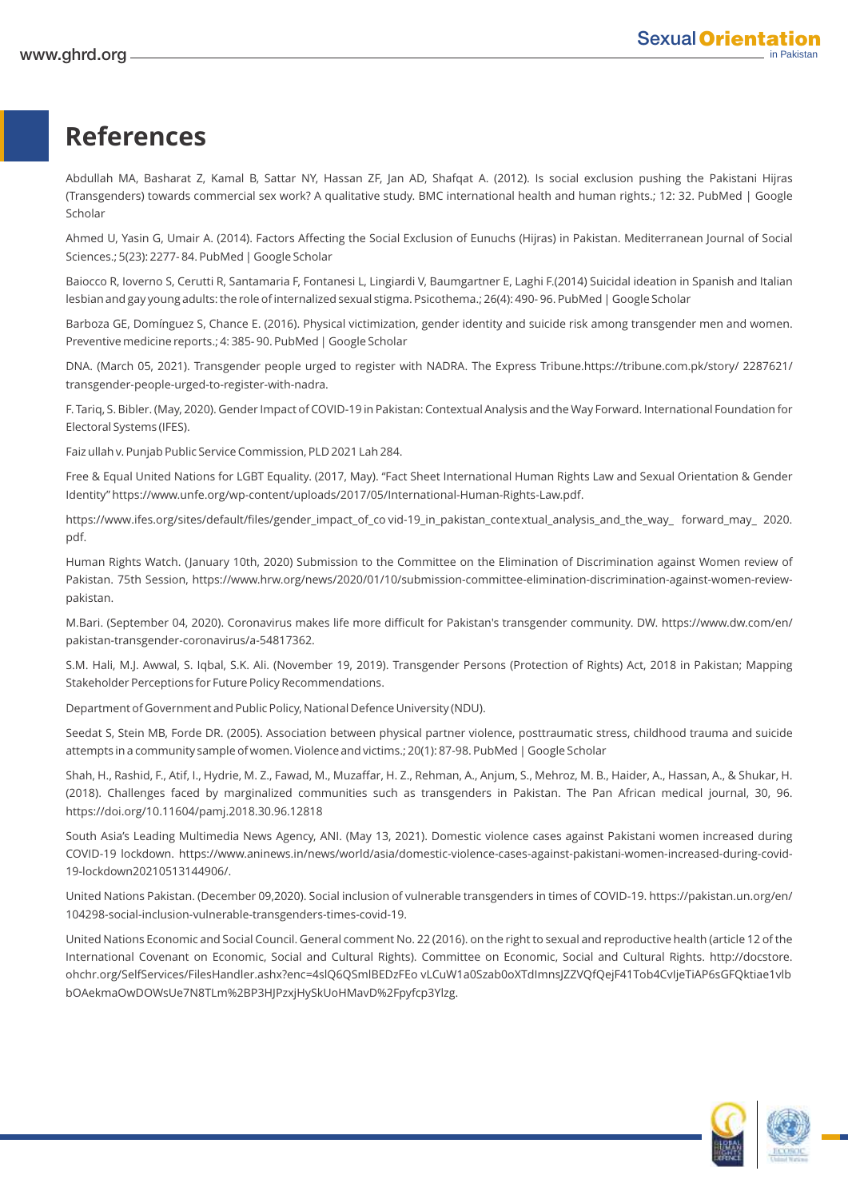# References

Abdullah MA, Basharat Z, Kamal B, Sattar NY, Hassan ZF, Jan AD, Shafqat A. (2012). Is social exclusion pushing the Pakistani Hijras (Transgenders) towards commercial sex work? A qualitative study. BMC international health and human rights.; 12: 32. PubMed | Google Scholar

Ahmed U, Yasin G, Umair A. (2014). Factors Affecting the Social Exclusion of Eunuchs (Hijras) in Pakistan. Mediterranean Journal of Social Sciences.; 5(23): 2277- 84. PubMed | Google Scholar

Baiocco R, Ioverno S, Cerutti R, Santamaria F, Fontanesi L, Lingiardi V, Baumgartner E, Laghi F.(2014) Suicidal ideation in Spanish and Italian lesbian and gay young adults: the role of internalized sexual stigma. Psicothema.; 26(4): 490- 96. PubMed | Google Scholar

Barboza GE, Domínguez S, Chance E. (2016). Physical victimization, gender identity and suicide risk among transgender men and women. Preventive medicine reports.; 4: 385- 90. PubMed | Google Scholar

DNA. (March 05, 2021). Transgender people urged to register with NADRA. The Express Tribune.https://tribune.com.pk/story/ 2287621/ transgender-people-urged-to-register-with-nadra.

F. Tariq, S. Bibler. (May, 2020). Gender Impact of COVID-19 in Pakistan: Contextual Analysis and the Way Forward. International Foundation for Electoral Systems (IFES).

Faiz ullah v. Punjab Public Service Commission, PLD 2021 Lah 284.

Free & Equal United Nations for LGBT Equality. (2017, May). "Fact Sheet International Human Rights Law and Sexual Orientation & Gender Identity" https://www.unfe.org/wp-content/uploads/2017/05/International-Human-Rights-Law.pdf.

https://www.ifes.org/sites/default/files/gender_impact_of_co vid-19_in_pakistan_contextual_analysis_and_the_way_ forward_may_ 2020.pdf.

Human Rights Watch. (January 10th, 2020) Submission to the Committee on the Elimination of Discrimination against Women review of Pakistan. 75th Session, https://www.hrw.org/news/2020/01/10/submission-committee-elimination-discrimination-against-women-review-pakistan.

M.Bari. (September 04, 2020). Coronavirus makes life more difficult for Pakistan's transgender community. DW. https://www.dw.com/en/ pakistan-transgender-coronavirus/a-54817362.

S.M. Hali, M.J. Awwal, S. Iqbal, S.K. Ali. (November 19, 2019). Transgender Persons (Protection of Rights) Act, 2018 in Pakistan; Mapping Stakeholder Perceptions for Future Policy Recommendations.

Department of Government and Public Policy, National Defence University (NDU).

Seedat S, Stein MB, Forde DR. (2005). Association between physical partner violence, posttraumatic stress, childhood trauma and suicide attempts in a community sample of women. Violence and victims.; 20(1): 87-98. PubMed | Google Scholar

Shah, H., Rashid, F., Atif, I., Hydrie, M. Z., Fawad, M., Muzaffar, H. Z., Rehman, A., Anjum, S., Mehroz, M. B., Haider, A., Hassan, A., & Shukar, H. (2018). Challenges faced by marginalized communities such as transgenders in Pakistan. The Pan African medical journal, 30, 96. https://doi.org/10.11604/pamj.2018.30.96.12818

South Asia's Leading Multimedia News Agency, ANI. (May 13, 2021). Domestic violence cases against Pakistani women increased during COVID-19 lockdown. https://www.aninews.in/news/world/asia/domestic-violence-cases-against-pakistani-women-increased-during-covid-19-lockdown20210513144906/.

United Nations Pakistan. (December 09,2020). Social inclusion of vulnerable transgenders in times of COVID-19. https://pakistan.un.org/en/ 104298-social-inclusion-vulnerable-transgenders-times-covid-19.

United Nations Economic and Social Council. General comment No. 22 (2016). on the right to sexual and reproductive health (article 12 of the International Covenant on Economic, Social and Cultural Rights). Committee on Economic, Social and Cultural Rights. http://docstore. ohchr.org/SelfServices/FilesHandler.ashx?enc=4slQ6QSmlBEDzFEo vLCuW1a0Szab0oXTdImnsJZZVQfQejF41Tob4CvIjeTiAP6sGFQktiae1vlb bOAekmaOwDOWsUe7N8TLm%2BP3HJPzxjHySkUoHMavD%2Fpyfcp3Ylzg.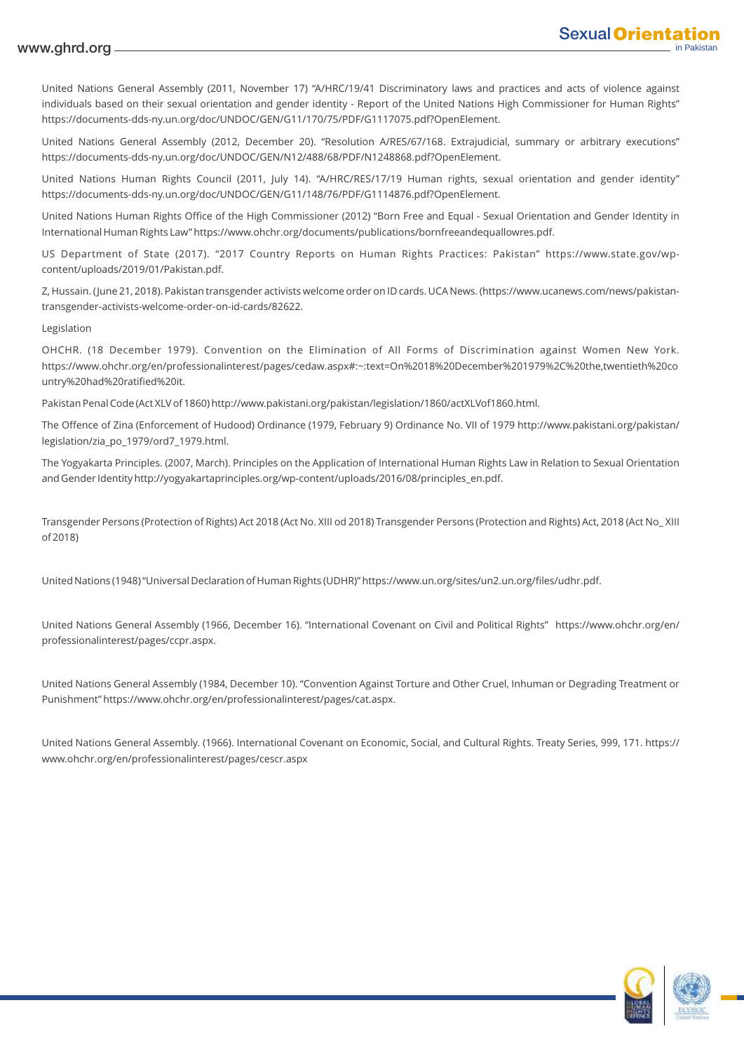United Nations General Assembly (2011, November 17) "A/HRC/19/41 Discriminatory laws and practices and acts of violence against individuals based on their sexual orientation and gender identity - Report of the United Nations High Commissioner for Human Rights" https://documents-dds-ny.un.org/doc/UNDOC/GEN/G11/170/75/PDF/G1117075.pdf?OpenElement.

United Nations General Assembly (2012, December 20). "Resolution A/RES/67/168. Extrajudicial, summary or arbitrary executions" https://documents-dds-ny.un.org/doc/UNDOC/GEN/N12/488/68/PDF/N1248868.pdf?OpenElement.

United Nations Human Rights Council (2011, July 14). "A/HRC/RES/17/19 Human rights, sexual orientation and gender identity" https://documents-dds-ny.un.org/doc/UNDOC/GEN/G11/148/76/PDF/G1114876.pdf?OpenElement.

United Nations Human Rights Office of the High Commissioner (2012) "Born Free and Equal - Sexual Orientation and Gender Identity in International Human Rights Law" https://www.ohchr.org/documents/publications/bornfreeandequallowres.pdf.

US Department of State (2017). "2017 Country Reports on Human Rights Practices: Pakistan" https://www.state.gov/wp-content/uploads/2019/01/Pakistan.pdf.

Z, Hussain. (June 21, 2018). Pakistan transgender activists welcome order on ID cards. UCA News. (https://www.ucanews.com/news/pakistan-transgender-activists-welcome-order-on-id-cards/82622.

Legislation

OHCHR. (18 December 1979). Convention on the Elimination of All Forms of Discrimination against Women New York. https://www.ohchr.org/en/professionalinterest/pages/cedaw.aspx#:~:text=On%2018%20December%201979%2C%20the,twentieth%20country%20had%20ratified%20it.

Pakistan Penal Code (Act XLV of 1860) http://www.pakistani.org/pakistan/legislation/1860/actXLVof1860.html.

The Offence of Zina (Enforcement of Hudood) Ordinance (1979, February 9) Ordinance No. VII of 1979 http://www.pakistani.org/pakistan/legislation/zia_po_1979/ord7_1979.html.

The Yogyakarta Principles. (2007, March). Principles on the Application of International Human Rights Law in Relation to Sexual Orientation and Gender Identity http://yogyakartaprinciples.org/wp-content/uploads/2016/08/principles_en.pdf.

Transgender Persons (Protection of Rights) Act 2018 (Act No. XIII od 2018) Transgender Persons (Protection and Rights) Act, 2018 (Act No_ XIII of 2018)

United Nations (1948) "Universal Declaration of Human Rights (UDHR)" https://www.un.org/sites/un2.un.org/files/udhr.pdf.

United Nations General Assembly (1966, December 16). "International Covenant on Civil and Political Rights" https://www.ohchr.org/en/professionalinterest/pages/ccpr.aspx.

United Nations General Assembly (1984, December 10). "Convention Against Torture and Other Cruel, Inhuman or Degrading Treatment or Punishment" https://www.ohchr.org/en/professionalinterest/pages/cat.aspx.

United Nations General Assembly. (1966). International Covenant on Economic, Social, and Cultural Rights. Treaty Series, 999, 171. https://www.ohchr.org/en/professionalinterest/pages/cescr.aspx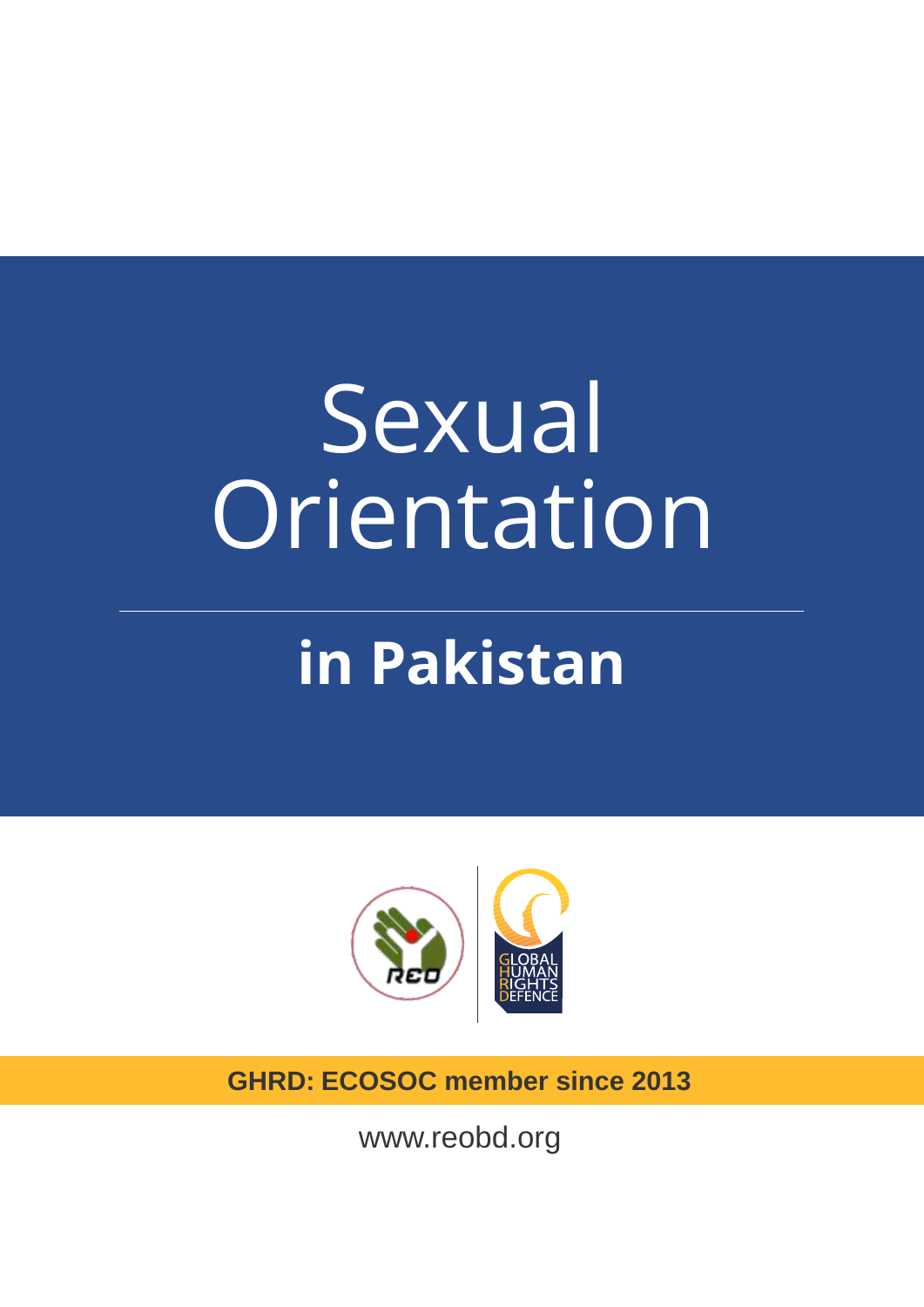# Sexual Orientation

## in Pakistan

REO

GLOBAL HUMAN RIGHTS DEFENCE

**GHRD: ECOSOC member since 2013**

www.reobd.org